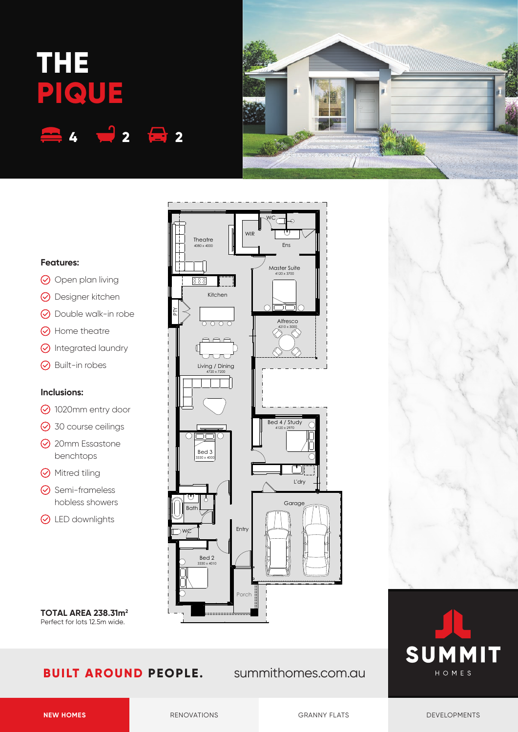# THE PIQUE

4 2 2

### Features:

- Open plan living
- Designer kitchen
- Double walk-in robe
- Home theatre
- Integrated laundry
- Built-in robes

### Inclusions:

- 1020mm entry door
- 30 course ceilings
- 20mm Essastone benchtops
- Mitred tiling
- Semi-frameless hobless showers
- LED downlights

Theatre 4080 x 4000

WIR

WC

Ens

Master Suite 4120 x 3700

Kitchen

PTY

Alfresco 4210 x 3000

Living / Dining 4720 x 7200

Bed 4 / Study 4120 x 2970

Bed 3 3330 x 4000

L'dry

Garage

Bath

WC

Entry

Bed 2 3330 x 4010

Porch

**TOTAL AREA 238.31m²**
Perfect for lots 12.5m wide.

**BUILT AROUND PEOPLE.** summithomes.com.au

SUMMIT HOMES

NEW HOMES | RENOVATIONS | GRANNY FLATS | DEVELOPMENTS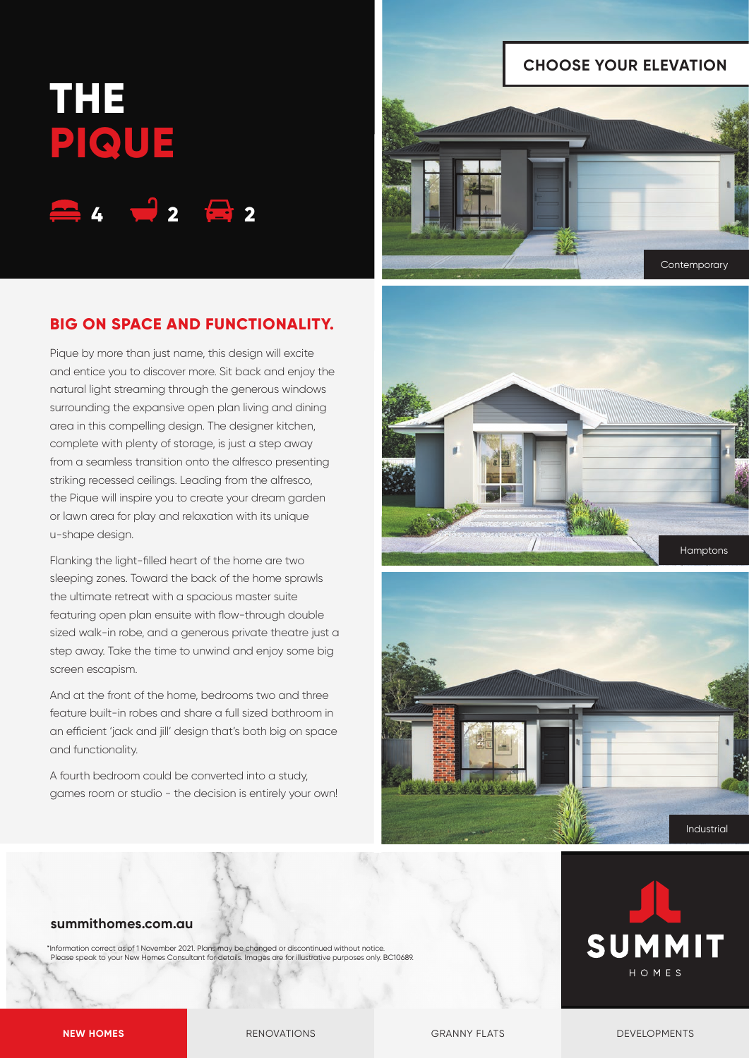# THE PIQUE

4 2 2

## CHOOSE YOUR ELEVATION

Contemporary

Hamptons

Industrial

## BIG ON SPACE AND FUNCTIONALITY.

Pique by more than just name, this design will excite and entice you to discover more. Sit back and enjoy the natural light streaming through the generous windows surrounding the expansive open plan living and dining area in this compelling design. The designer kitchen, complete with plenty of storage, is just a step away from a seamless transition onto the alfresco presenting striking recessed ceilings. Leading from the alfresco, the Pique will inspire you to create your dream garden or lawn area for play and relaxation with its unique u-shape design.

Flanking the light-filled heart of the home are two sleeping zones. Toward the back of the home sprawls the ultimate retreat with a spacious master suite featuring open plan ensuite with flow-through double sized walk-in robe, and a generous private theatre just a step away. Take the time to unwind and enjoy some big screen escapism.

And at the front of the home, bedrooms two and three feature built-in robes and share a full sized bathroom in an efficient 'jack and jill' design that's both big on space and functionality.

A fourth bedroom could be converted into a study, games room or studio - the decision is entirely your own!

**summithomes.com.au**

*Information correct as of 1 November 2021. Plans may be changed or discontinued without notice. Please speak to your New Homes Consultant for details. Images are for illustrative purposes only. BC10689.

SUMMIT HOMES

NEW HOMES | RENOVATIONS | GRANNY FLATS | DEVELOPMENTS